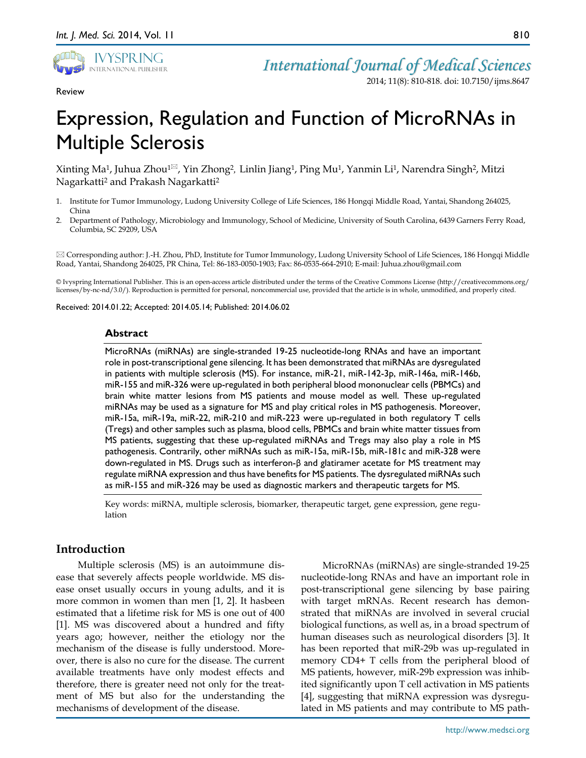Review

# Expression, Regulation and Function of MicroRNAs in Multiple Sclerosis

Xinting Ma[1], Juhua Zhou[1]✉, Yin Zhong[2], Linlin Jiang[1], Ping Mu[1], Yanmin Li[1], Narendra Singh[2], Mitzi Nagarkatti[2] and Prakash Nagarkatti[2]

1. Institute for Tumor Immunology, Ludong University College of Life Sciences, 186 Hongqi Middle Road, Yantai, Shandong 264025, China
2. Department of Pathology, Microbiology and Immunology, School of Medicine, University of South Carolina, 6439 Garners Ferry Road, Columbia, SC 29209, USA

✉ Corresponding author: J.-H. Zhou, PhD, Institute for Tumor Immunology, Ludong University School of Life Sciences, 186 Hongqi Middle Road, Yantai, Shandong 264025, PR China, Tel: 86-183-0050-1903; Fax: 86-0535-664-2910; E-mail: Juhua.zhou@gmail.com

© Ivyspring International Publisher. This is an open-access article distributed under the terms of the Creative Commons License (http://creativecommons.org/licenses/by-nc-nd/3.0/). Reproduction is permitted for personal, noncommercial use, provided that the article is in whole, unmodified, and properly cited.

Received: 2014.01.22; Accepted: 2014.05.14; Published: 2014.06.02

## Abstract

MicroRNAs (miRNAs) are single-stranded 19-25 nucleotide-long RNAs and have an important role in post-transcriptional gene silencing. It has been demonstrated that miRNAs are dysregulated in patients with multiple sclerosis (MS). For instance, miR-21, miR-142-3p, miR-146a, miR-146b, miR-155 and miR-326 were up-regulated in both peripheral blood mononuclear cells (PBMCs) and brain white matter lesions from MS patients and mouse model as well. These up-regulated miRNAs may be used as a signature for MS and play critical roles in MS pathogenesis. Moreover, miR-15a, miR-19a, miR-22, miR-210 and miR-223 were up-regulated in both regulatory T cells (Tregs) and other samples such as plasma, blood cells, PBMCs and brain white matter tissues from MS patients, suggesting that these up-regulated miRNAs and Tregs may also play a role in MS pathogenesis. Contrarily, other miRNAs such as miR-15a, miR-15b, miR-181c and miR-328 were down-regulated in MS. Drugs such as interferon-β and glatiramer acetate for MS treatment may regulate miRNA expression and thus have benefits for MS patients. The dysregulated miRNAs such as miR-155 and miR-326 may be used as diagnostic markers and therapeutic targets for MS.

Key words: miRNA, multiple sclerosis, biomarker, therapeutic target, gene expression, gene regulation

## Introduction

Multiple sclerosis (MS) is an autoimmune disease that severely affects people worldwide. MS disease onset usually occurs in young adults, and it is more common in women than men [1, 2]. It hasbeen estimated that a lifetime risk for MS is one out of 400 [1]. MS was discovered about a hundred and fifty years ago; however, neither the etiology nor the mechanism of the disease is fully understood. Moreover, there is also no cure for the disease. The current available treatments have only modest effects and therefore, there is greater need not only for the treatment of MS but also for the understanding the mechanisms of development of the disease.

MicroRNAs (miRNAs) are single-stranded 19-25 nucleotide-long RNAs and have an important role in post-transcriptional gene silencing by base pairing with target mRNAs. Recent research has demonstrated that miRNAs are involved in several crucial biological functions, as well as, in a broad spectrum of human diseases such as neurological disorders [3]. It has been reported that miR-29b was up-regulated in memory CD4+ T cells from the peripheral blood of MS patients, however, miR-29b expression was inhibited significantly upon T cell activation in MS patients [4], suggesting that miRNA expression was dysregulated in MS patients and may contribute to MS path-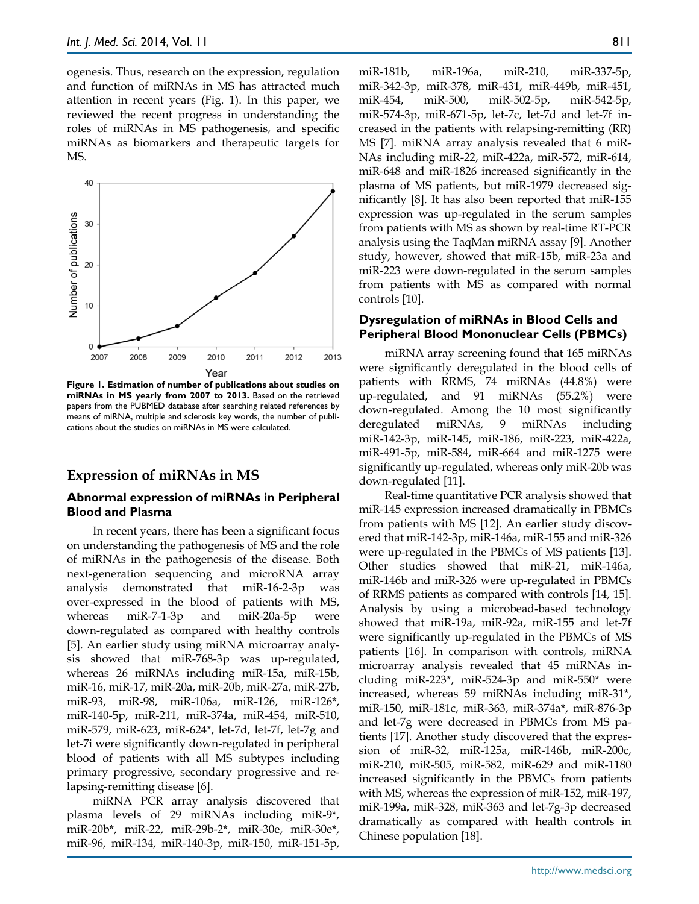ogenesis. Thus, research on the expression, regulation and function of miRNAs in MS has attracted much attention in recent years (Fig. 1). In this paper, we reviewed the recent progress in understanding the roles of miRNAs in MS pathogenesis, and specific miRNAs as biomarkers and therapeutic targets for MS.

**Figure 1. Estimation of number of publications about studies on miRNAs in MS yearly from 2007 to 2013.** Based on the retrieved papers from the PUBMED database after searching related references by means of miRNA, multiple and sclerosis key words, the number of publications about the studies on miRNAs in MS were calculated.

## Expression of miRNAs in MS

### Abnormal expression of miRNAs in Peripheral Blood and Plasma

In recent years, there has been a significant focus on understanding the pathogenesis of MS and the role of miRNAs in the pathogenesis of the disease. Both next-generation sequencing and microRNA array analysis demonstrated that miR-16-2-3p was over-expressed in the blood of patients with MS, whereas miR-7-1-3p and miR-20a-5p were down-regulated as compared with healthy controls [5]. An earlier study using miRNA microarray analysis showed that miR-768-3p was up-regulated, whereas 26 miRNAs including miR-15a, miR-15b, miR-16, miR-17, miR-20a, miR-20b, miR-27a, miR-27b, miR-93, miR-98, miR-106a, miR-126, miR-126*, miR-140-5p, miR-211, miR-374a, miR-454, miR-510, miR-579, miR-623, miR-624*, let-7d, let-7f, let-7g and let-7i were significantly down-regulated in peripheral blood of patients with all MS subtypes including primary progressive, secondary progressive and relapsing-remitting disease [6].

miRNA PCR array analysis discovered that plasma levels of 29 miRNAs including miR-9*, miR-20b*, miR-22, miR-29b-2*, miR-30e, miR-30e*, miR-96, miR-134, miR-140-3p, miR-150, miR-151-5p, miR-181b, miR-196a, miR-210, miR-337-5p, miR-342-3p, miR-378, miR-431, miR-449b, miR-451, miR-454, miR-500, miR-502-5p, miR-542-5p, miR-574-3p, miR-671-5p, let-7c, let-7d and let-7f increased in the patients with relapsing-remitting (RR) MS [7]. miRNA array analysis revealed that 6 miRNAs including miR-22, miR-422a, miR-572, miR-614, miR-648 and miR-1826 increased significantly in the plasma of MS patients, but miR-1979 decreased significantly [8]. It has also been reported that miR-155 expression was up-regulated in the serum samples from patients with MS as shown by real-time RT-PCR analysis using the TaqMan miRNA assay [9]. Another study, however, showed that miR-15b, miR-23a and miR-223 were down-regulated in the serum samples from patients with MS as compared with normal controls [10].

### Dysregulation of miRNAs in Blood Cells and Peripheral Blood Mononuclear Cells (PBMCs)

miRNA array screening found that 165 miRNAs were significantly deregulated in the blood cells of patients with RRMS, 74 miRNAs (44.8%) were up-regulated, and 91 miRNAs (55.2%) were down-regulated. Among the 10 most significantly deregulated miRNAs, 9 miRNAs including miR-142-3p, miR-145, miR-186, miR-223, miR-422a, miR-491-5p, miR-584, miR-664 and miR-1275 were significantly up-regulated, whereas only miR-20b was down-regulated [11].

Real-time quantitative PCR analysis showed that miR-145 expression increased dramatically in PBMCs from patients with MS [12]. An earlier study discovered that miR-142-3p, miR-146a, miR-155 and miR-326 were up-regulated in the PBMCs of MS patients [13]. Other studies showed that miR-21, miR-146a, miR-146b and miR-326 were up-regulated in PBMCs of RRMS patients as compared with controls [14, 15]. Analysis by using a microbead-based technology showed that miR-19a, miR-92a, miR-155 and let-7f were significantly up-regulated in the PBMCs of MS patients [16]. In comparison with controls, miRNA microarray analysis revealed that 45 miRNAs including miR-223*, miR-524-3p and miR-550* were increased, whereas 59 miRNAs including miR-31*, miR-150, miR-181c, miR-363, miR-374a*, miR-876-3p and let-7g were decreased in PBMCs from MS patients [17]. Another study discovered that the expression of miR-32, miR-125a, miR-146b, miR-200c, miR-210, miR-505, miR-582, miR-629 and miR-1180 increased significantly in the PBMCs from patients with MS, whereas the expression of miR-152, miR-197, miR-199a, miR-328, miR-363 and let-7g-3p decreased dramatically as compared with health controls in Chinese population [18].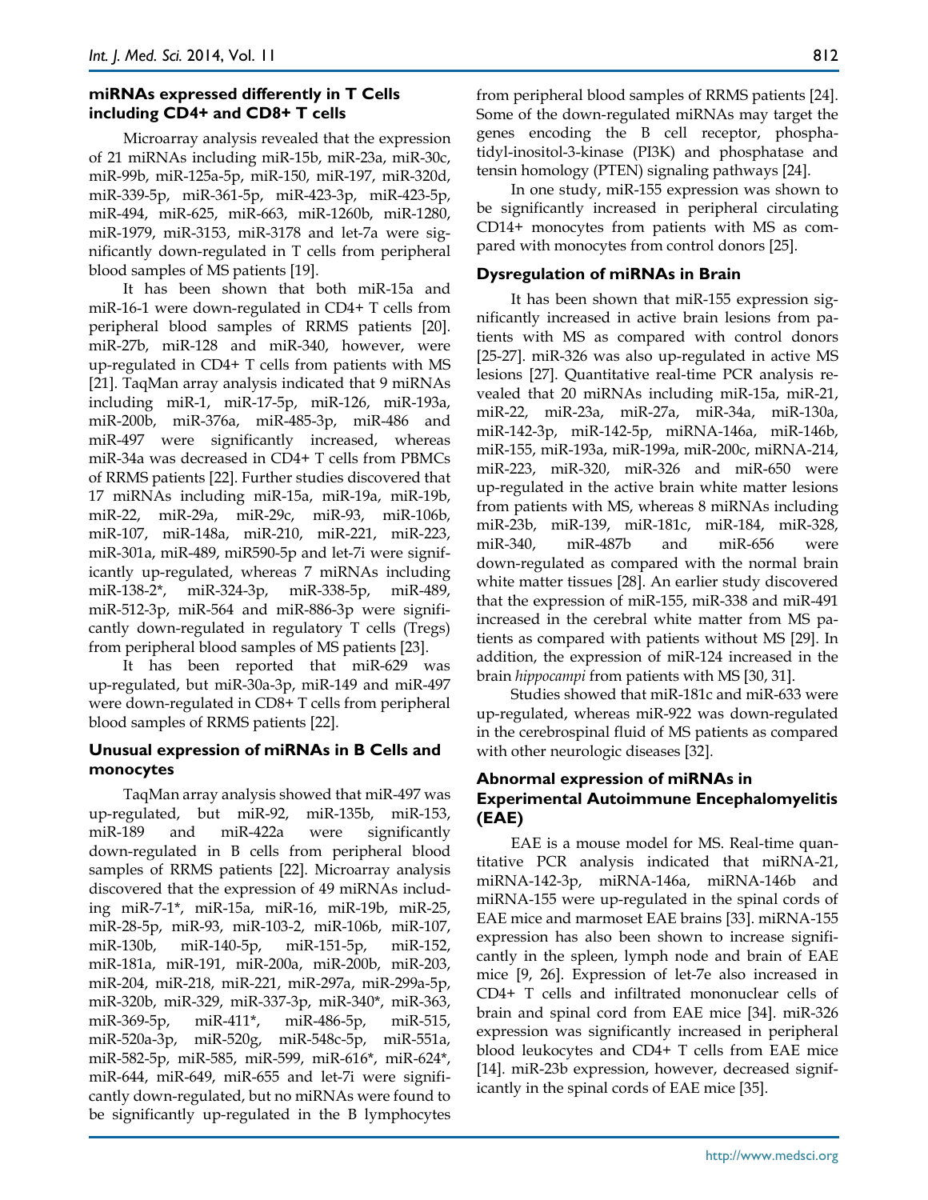### miRNAs expressed differently in T Cells including CD4+ and CD8+ T cells

Microarray analysis revealed that the expression of 21 miRNAs including miR-15b, miR-23a, miR-30c, miR-99b, miR-125a-5p, miR-150, miR-197, miR-320d, miR-339-5p, miR-361-5p, miR-423-3p, miR-423-5p, miR-494, miR-625, miR-663, miR-1260b, miR-1280, miR-1979, miR-3153, miR-3178 and let-7a were significantly down-regulated in T cells from peripheral blood samples of MS patients [19].

It has been shown that both miR-15a and miR-16-1 were down-regulated in CD4+ T cells from peripheral blood samples of RRMS patients [20]. miR-27b, miR-128 and miR-340, however, were up-regulated in CD4+ T cells from patients with MS [21]. TaqMan array analysis indicated that 9 miRNAs including miR-1, miR-17-5p, miR-126, miR-193a, miR-200b, miR-376a, miR-485-3p, miR-486 and miR-497 were significantly increased, whereas miR-34a was decreased in CD4+ T cells from PBMCs of RRMS patients [22]. Further studies discovered that 17 miRNAs including miR-15a, miR-19a, miR-19b, miR-22, miR-29a, miR-29c, miR-93, miR-106b, miR-107, miR-148a, miR-210, miR-221, miR-223, miR-301a, miR-489, miR590-5p and let-7i were significantly up-regulated, whereas 7 miRNAs including miR-138-2*, miR-324-3p, miR-338-5p, miR-489, miR-512-3p, miR-564 and miR-886-3p were significantly down-regulated in regulatory T cells (Tregs) from peripheral blood samples of MS patients [23].

It has been reported that miR-629 was up-regulated, but miR-30a-3p, miR-149 and miR-497 were down-regulated in CD8+ T cells from peripheral blood samples of RRMS patients [22].

### Unusual expression of miRNAs in B Cells and monocytes

TaqMan array analysis showed that miR-497 was up-regulated, but miR-92, miR-135b, miR-153, miR-189 and miR-422a were significantly down-regulated in B cells from peripheral blood samples of RRMS patients [22]. Microarray analysis discovered that the expression of 49 miRNAs including miR-7-1*, miR-15a, miR-16, miR-19b, miR-25, miR-28-5p, miR-93, miR-103-2, miR-106b, miR-107, miR-130b, miR-140-5p, miR-151-5p, miR-152, miR-181a, miR-191, miR-200a, miR-200b, miR-203, miR-204, miR-218, miR-221, miR-297a, miR-299a-5p, miR-320b, miR-329, miR-337-3p, miR-340*, miR-363, miR-369-5p, miR-411*, miR-486-5p, miR-515, miR-520a-3p, miR-520g, miR-548c-5p, miR-551a, miR-582-5p, miR-585, miR-599, miR-616*, miR-624*, miR-644, miR-649, miR-655 and let-7i were significantly down-regulated, but no miRNAs were found to be significantly up-regulated in the B lymphocytes from peripheral blood samples of RRMS patients [24]. Some of the down-regulated miRNAs may target the genes encoding the B cell receptor, phosphatidyl-inositol-3-kinase (PI3K) and phosphatase and tensin homology (PTEN) signaling pathways [24].

In one study, miR-155 expression was shown to be significantly increased in peripheral circulating CD14+ monocytes from patients with MS as compared with monocytes from control donors [25].

### Dysregulation of miRNAs in Brain

It has been shown that miR-155 expression significantly increased in active brain lesions from patients with MS as compared with control donors [25-27]. miR-326 was also up-regulated in active MS lesions [27]. Quantitative real-time PCR analysis revealed that 20 miRNAs including miR-15a, miR-21, miR-22, miR-23a, miR-27a, miR-34a, miR-130a, miR-142-3p, miR-142-5p, miRNA-146a, miR-146b, miR-155, miR-193a, miR-199a, miR-200c, miRNA-214, miR-223, miR-320, miR-326 and miR-650 were up-regulated in the active brain white matter lesions from patients with MS, whereas 8 miRNAs including miR-23b, miR-139, miR-181c, miR-184, miR-328, miR-340, miR-487b and miR-656 were down-regulated as compared with the normal brain white matter tissues [28]. An earlier study discovered that the expression of miR-155, miR-338 and miR-491 increased in the cerebral white matter from MS patients as compared with patients without MS [29]. In addition, the expression of miR-124 increased in the brain *hippocampi* from patients with MS [30, 31].

Studies showed that miR-181c and miR-633 were up-regulated, whereas miR-922 was down-regulated in the cerebrospinal fluid of MS patients as compared with other neurologic diseases [32].

### Abnormal expression of miRNAs in Experimental Autoimmune Encephalomyelitis (EAE)

EAE is a mouse model for MS. Real-time quantitative PCR analysis indicated that miRNA-21, miRNA-142-3p, miRNA-146a, miRNA-146b and miRNA-155 were up-regulated in the spinal cords of EAE mice and marmoset EAE brains [33]. miRNA-155 expression has also been shown to increase significantly in the spleen, lymph node and brain of EAE mice [9, 26]. Expression of let-7e also increased in CD4+ T cells and infiltrated mononuclear cells of brain and spinal cord from EAE mice [34]. miR-326 expression was significantly increased in peripheral blood leukocytes and CD4+ T cells from EAE mice [14]. miR-23b expression, however, decreased significantly in the spinal cords of EAE mice [35].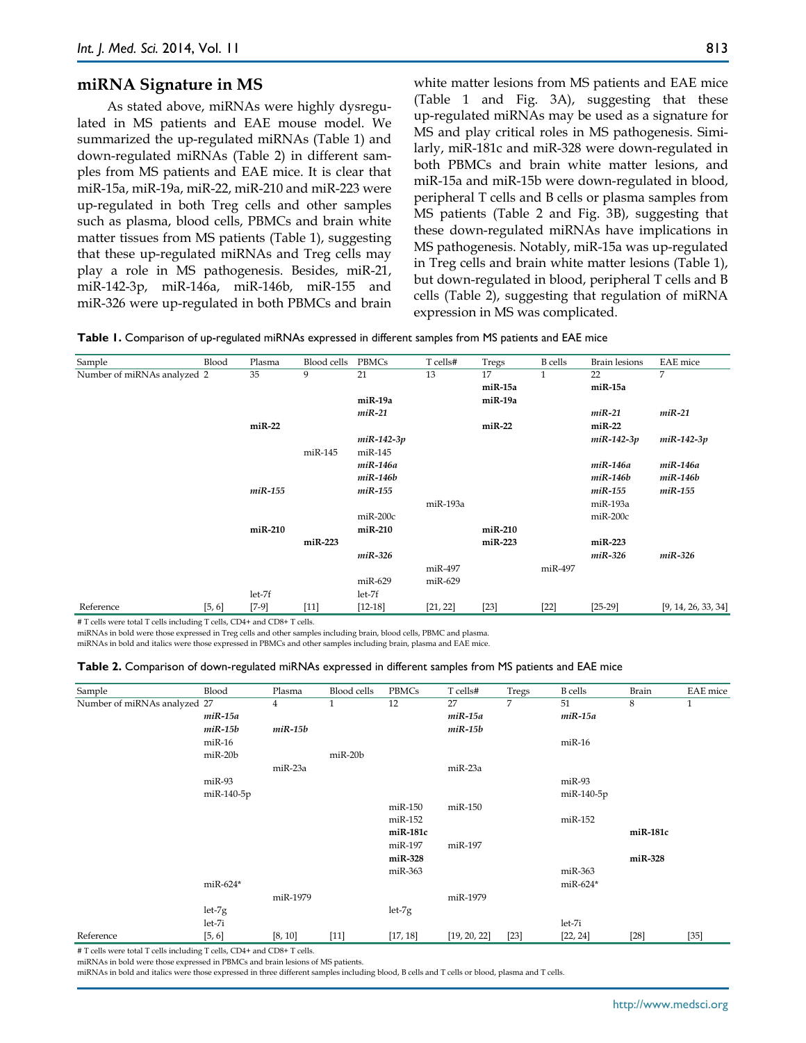## miRNA Signature in MS

As stated above, miRNAs were highly dysregulated in MS patients and EAE mouse model. We summarized the up-regulated miRNAs (Table 1) and down-regulated miRNAs (Table 2) in different samples from MS patients and EAE mice. It is clear that miR-15a, miR-19a, miR-22, miR-210 and miR-223 were up-regulated in both Treg cells and other samples such as plasma, blood cells, PBMCs and brain white matter tissues from MS patients (Table 1), suggesting that these up-regulated miRNAs and Treg cells may play a role in MS pathogenesis. Besides, miR-21, miR-142-3p, miR-146a, miR-146b, miR-155 and miR-326 were up-regulated in both PBMCs and brain white matter lesions from MS patients and EAE mice (Table 1 and Fig. 3A), suggesting that these up-regulated miRNAs may be used as a signature for MS and play critical roles in MS pathogenesis. Similarly, miR-181c and miR-328 were down-regulated in both PBMCs and brain white matter lesions, and miR-15a and miR-15b were down-regulated in blood, peripheral T cells and B cells or plasma samples from MS patients (Table 2 and Fig. 3B), suggesting that these down-regulated miRNAs have implications in MS pathogenesis. Notably, miR-15a was up-regulated in Treg cells and brain white matter lesions (Table 1), but down-regulated in blood, peripheral T cells and B cells (Table 2), suggesting that regulation of miRNA expression in MS was complicated.

**Table 1.** Comparison of up-regulated miRNAs expressed in different samples from MS patients and EAE mice

| Sample | Blood | Plasma | Blood cells | PBMCs | T cells# | Tregs | B cells | Brain lesions | EAE mice |
|---|---|---|---|---|---|---|---|---|---|
| Number of miRNAs analyzed | 2 | 35 | 9 | 21 | 13 | 17 | 1 | 22 | 7 |
| | | | | | | **miR-15a** | | **miR-15a** | |
| | | | | **miR-19a** | | **miR-19a** | | | |
| | | | | ***miR-21*** | | | | ***miR-21*** | ***miR-21*** |
| | | **miR-22** | | | | **miR-22** | | **miR-22** | |
| | | | | ***miR-142-3p*** | | | | ***miR-142-3p*** | ***miR-142-3p*** |
| | | | miR-145 | miR-145 | | | | | |
| | | | | ***miR-146a*** | | | | ***miR-146a*** | ***miR-146a*** |
| | | | | ***miR-146b*** | | | | ***miR-146b*** | ***miR-146b*** |
| | | ***miR-155*** | | ***miR-155*** | | | | ***miR-155*** | ***miR-155*** |
| | | | | | miR-193a | | | miR-193a | |
| | | | | miR-200c | | | | miR-200c | |
| | | **miR-210** | | **miR-210** | | **miR-210** | | | |
| | | | **miR-223** | | | **miR-223** | | **miR-223** | |
| | | | | ***miR-326*** | | | | ***miR-326*** | ***miR-326*** |
| | | | | | miR-497 | | miR-497 | | |
| | | | | miR-629 | miR-629 | | | | |
| | | let-7f | | let-7f | | | | | |
| Reference | [5, 6] | [7-9] | [11] | [12-18] | [21, 22] | [23] | [22] | [25-29] | [9, 14, 26, 33, 34] |

# T cells were total T cells including T cells, CD4+ and CD8+ T cells.
miRNAs in bold were those expressed in Treg cells and other samples including brain, blood cells, PBMC and plasma.
miRNAs in bold and italics were those expressed in PBMCs and other samples including brain, plasma and EAE mice.

**Table 2.** Comparison of down-regulated miRNAs expressed in different samples from MS patients and EAE mice

| Sample | Blood | Plasma | Blood cells | PBMCs | T cells# | Tregs | B cells | Brain | EAE mice |
|---|---|---|---|---|---|---|---|---|---|
| Number of miRNAs analyzed | 27 | 4 | 1 | 12 | 27 | 7 | 51 | 8 | 1 |
| | ***miR-15a*** | | | | ***miR-15a*** | | ***miR-15a*** | | |
| | ***miR-15b*** | ***miR-15b*** | | | ***miR-15b*** | | | | |
| | miR-16 | | | | | | miR-16 | | |
| | miR-20b | | miR-20b | | | | | | |
| | | miR-23a | | | miR-23a | | | | |
| | miR-93 | | | | | | miR-93 | | |
| | miR-140-5p | | | | | | miR-140-5p | | |
| | | | | miR-150 | miR-150 | | | | |
| | | | | miR-152 | | | miR-152 | | |
| | | | | **miR-181c** | | | | **miR-181c** | |
| | | | | miR-197 | miR-197 | | | | |
| | | | | **miR-328** | | | | **miR-328** | |
| | | | | miR-363 | | | miR-363 | | |
| | miR-624* | | | | | | miR-624* | | |
| | | miR-1979 | | | miR-1979 | | | | |
| | let-7g | | | let-7g | | | | | |
| | let-7i | | | | | | let-7i | | |
| Reference | [5, 6] | [8, 10] | [11] | [17, 18] | [19, 20, 22] | [23] | [22, 24] | [28] | [35] |

# T cells were total T cells including T cells, CD4+ and CD8+ T cells.
miRNAs in bold were those expressed in PBMCs and brain lesions of MS patients.
miRNAs in bold and italics were those expressed in three different samples including blood, B cells and T cells or blood, plasma and T cells.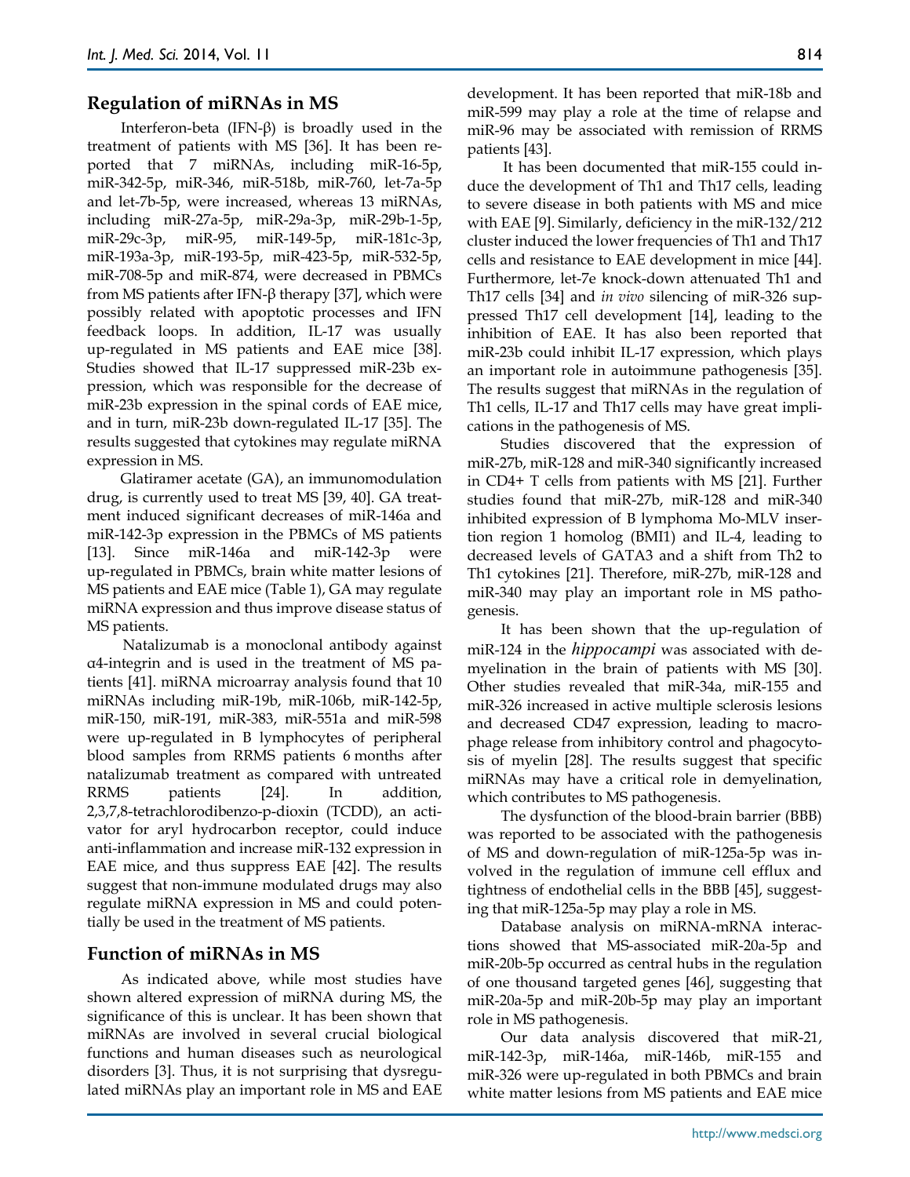## Regulation of miRNAs in MS

Interferon-beta (IFN-β) is broadly used in the treatment of patients with MS [36]. It has been reported that 7 miRNAs, including miR-16-5p, miR-342-5p, miR-346, miR-518b, miR-760, let-7a-5p and let-7b-5p, were increased, whereas 13 miRNAs, including miR-27a-5p, miR-29a-3p, miR-29b-1-5p, miR-29c-3p, miR-95, miR-149-5p, miR-181c-3p, miR-193a-3p, miR-193-5p, miR-423-5p, miR-532-5p, miR-708-5p and miR-874, were decreased in PBMCs from MS patients after IFN-β therapy [37], which were possibly related with apoptotic processes and IFN feedback loops. In addition, IL-17 was usually up-regulated in MS patients and EAE mice [38]. Studies showed that IL-17 suppressed miR-23b expression, which was responsible for the decrease of miR-23b expression in the spinal cords of EAE mice, and in turn, miR-23b down-regulated IL-17 [35]. The results suggested that cytokines may regulate miRNA expression in MS.

Glatiramer acetate (GA), an immunomodulation drug, is currently used to treat MS [39, 40]. GA treatment induced significant decreases of miR-146a and miR-142-3p expression in the PBMCs of MS patients [13]. Since miR-146a and miR-142-3p were up-regulated in PBMCs, brain white matter lesions of MS patients and EAE mice (Table 1), GA may regulate miRNA expression and thus improve disease status of MS patients.

Natalizumab is a monoclonal antibody against α4-integrin and is used in the treatment of MS patients [41]. miRNA microarray analysis found that 10 miRNAs including miR-19b, miR-106b, miR-142-5p, miR-150, miR-191, miR-383, miR-551a and miR-598 were up-regulated in B lymphocytes of peripheral blood samples from RRMS patients 6 months after natalizumab treatment as compared with untreated RRMS patients [24]. In addition, 2,3,7,8-tetrachlorodibenzo-p-dioxin (TCDD), an activator for aryl hydrocarbon receptor, could induce anti-inflammation and increase miR-132 expression in EAE mice, and thus suppress EAE [42]. The results suggest that non-immune modulated drugs may also regulate miRNA expression in MS and could potentially be used in the treatment of MS patients.

## Function of miRNAs in MS

As indicated above, while most studies have shown altered expression of miRNA during MS, the significance of this is unclear. It has been shown that miRNAs are involved in several crucial biological functions and human diseases such as neurological disorders [3]. Thus, it is not surprising that dysregulated miRNAs play an important role in MS and EAE development. It has been reported that miR-18b and miR-599 may play a role at the time of relapse and miR-96 may be associated with remission of RRMS patients [43].

It has been documented that miR-155 could induce the development of Th1 and Th17 cells, leading to severe disease in both patients with MS and mice with EAE [9]. Similarly, deficiency in the miR-132/212 cluster induced the lower frequencies of Th1 and Th17 cells and resistance to EAE development in mice [44]. Furthermore, let-7e knock-down attenuated Th1 and Th17 cells [34] and *in vivo* silencing of miR-326 suppressed Th17 cell development [14], leading to the inhibition of EAE. It has also been reported that miR-23b could inhibit IL-17 expression, which plays an important role in autoimmune pathogenesis [35]. The results suggest that miRNAs in the regulation of Th1 cells, IL-17 and Th17 cells may have great implications in the pathogenesis of MS.

Studies discovered that the expression of miR-27b, miR-128 and miR-340 significantly increased in CD4+ T cells from patients with MS [21]. Further studies found that miR-27b, miR-128 and miR-340 inhibited expression of B lymphoma Mo-MLV insertion region 1 homolog (BMI1) and IL-4, leading to decreased levels of GATA3 and a shift from Th2 to Th1 cytokines [21]. Therefore, miR-27b, miR-128 and miR-340 may play an important role in MS pathogenesis.

It has been shown that the up-regulation of miR-124 in the *hippocampi* was associated with demyelination in the brain of patients with MS [30]. Other studies revealed that miR-34a, miR-155 and miR-326 increased in active multiple sclerosis lesions and decreased CD47 expression, leading to macrophage release from inhibitory control and phagocytosis of myelin [28]. The results suggest that specific miRNAs may have a critical role in demyelination, which contributes to MS pathogenesis.

The dysfunction of the blood-brain barrier (BBB) was reported to be associated with the pathogenesis of MS and down-regulation of miR-125a-5p was involved in the regulation of immune cell efflux and tightness of endothelial cells in the BBB [45], suggesting that miR-125a-5p may play a role in MS.

Database analysis on miRNA-mRNA interactions showed that MS-associated miR-20a-5p and miR-20b-5p occurred as central hubs in the regulation of one thousand targeted genes [46], suggesting that miR-20a-5p and miR-20b-5p may play an important role in MS pathogenesis.

Our data analysis discovered that miR-21, miR-142-3p, miR-146a, miR-146b, miR-155 and miR-326 were up-regulated in both PBMCs and brain white matter lesions from MS patients and EAE mice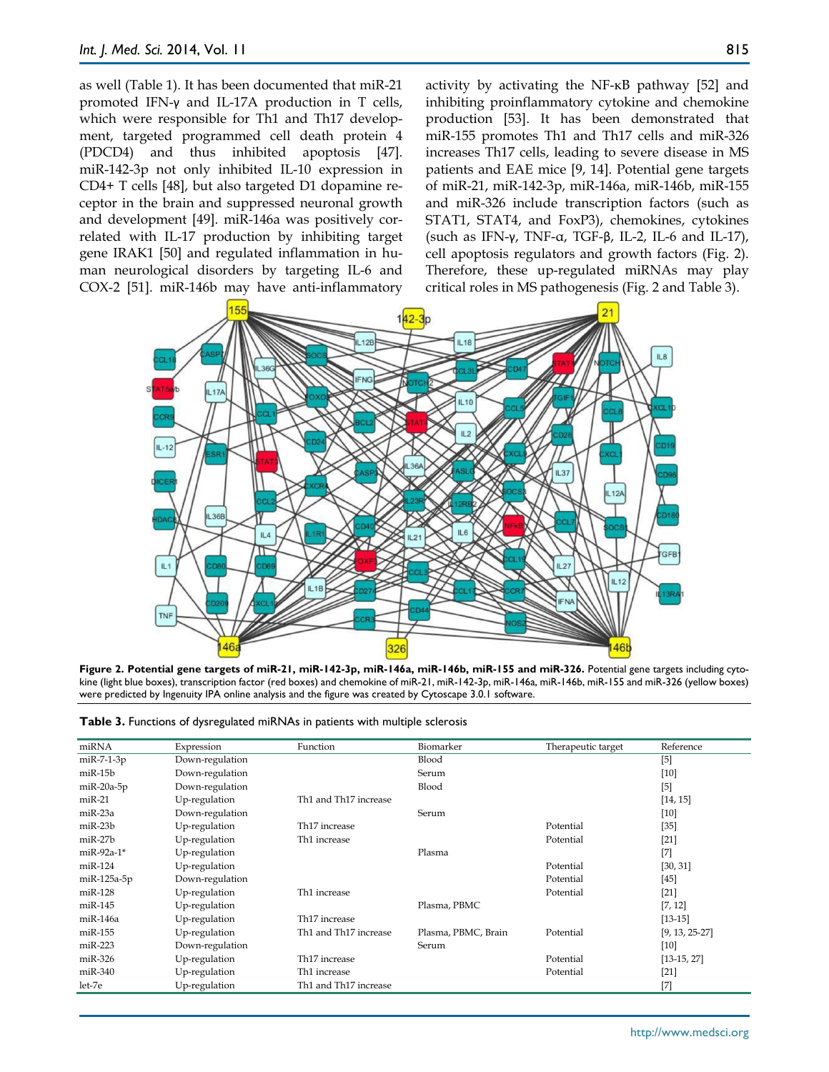as well (Table 1). It has been documented that miR-21 promoted IFN-γ and IL-17A production in T cells, which were responsible for Th1 and Th17 development, targeted programmed cell death protein 4 (PDCD4) and thus inhibited apoptosis [47]. miR-142-3p not only inhibited IL-10 expression in CD4+ T cells [48], but also targeted D1 dopamine receptor in the brain and suppressed neuronal growth and development [49]. miR-146a was positively correlated with IL-17 production by inhibiting target gene IRAK1 [50] and regulated inflammation in human neurological disorders by targeting IL-6 and COX-2 [51]. miR-146b may have anti-inflammatory activity by activating the NF-κB pathway [52] and inhibiting proinflammatory cytokine and chemokine production [53]. It has been demonstrated that miR-155 promotes Th1 and Th17 cells and miR-326 increases Th17 cells, leading to severe disease in MS patients and EAE mice [9, 14]. Potential gene targets of miR-21, miR-142-3p, miR-146a, miR-146b, miR-155 and miR-326 include transcription factors (such as STAT1, STAT4, and FoxP3), chemokines, cytokines (such as IFN-γ, TNF-α, TGF-β, IL-2, IL-6 and IL-17), cell apoptosis regulators and growth factors (Fig. 2). Therefore, these up-regulated miRNAs may play critical roles in MS pathogenesis (Fig. 2 and Table 3).

**Figure 2. Potential gene targets of miR-21, miR-142-3p, miR-146a, miR-146b, miR-155 and miR-326.** Potential gene targets including cytokine (light blue boxes), transcription factor (red boxes) and chemokine of miR-21, miR-142-3p, miR-146a, miR-146b, miR-155 and miR-326 (yellow boxes) were predicted by Ingenuity IPA online analysis and the figure was created by Cytoscape 3.0.1 software.

**Table 3.** Functions of dysregulated miRNAs in patients with multiple sclerosis

| miRNA | Expression | Function | Biomarker | Therapeutic target | Reference |
|---|---|---|---|---|---|
| miR-7-1-3p | Down-regulation | | Blood | | [5] |
| miR-15b | Down-regulation | | Serum | | [10] |
| miR-20a-5p | Down-regulation | | Blood | | [5] |
| miR-21 | Up-regulation | Th1 and Th17 increase | | | [14, 15] |
| miR-23a | Down-regulation | | Serum | | [10] |
| miR-23b | Up-regulation | Th17 increase | | Potential | [35] |
| miR-27b | Up-regulation | Th1 increase | | Potential | [21] |
| miR-92a-1* | Up-regulation | | Plasma | | [7] |
| miR-124 | Up-regulation | | | Potential | [30, 31] |
| miR-125a-5p | Down-regulation | | | Potential | [45] |
| miR-128 | Up-regulation | Th1 increase | | Potential | [21] |
| miR-145 | Up-regulation | | Plasma, PBMC | | [7, 12] |
| miR-146a | Up-regulation | Th17 increase | | | [13-15] |
| miR-155 | Up-regulation | Th1 and Th17 increase | Plasma, PBMC, Brain | Potential | [9, 13, 25-27] |
| miR-223 | Down-regulation | | Serum | | [10] |
| miR-326 | Up-regulation | Th17 increase | | Potential | [13-15, 27] |
| miR-340 | Up-regulation | Th1 increase | | Potential | [21] |
| let-7e | Up-regulation | Th1 and Th17 increase | | | [7] |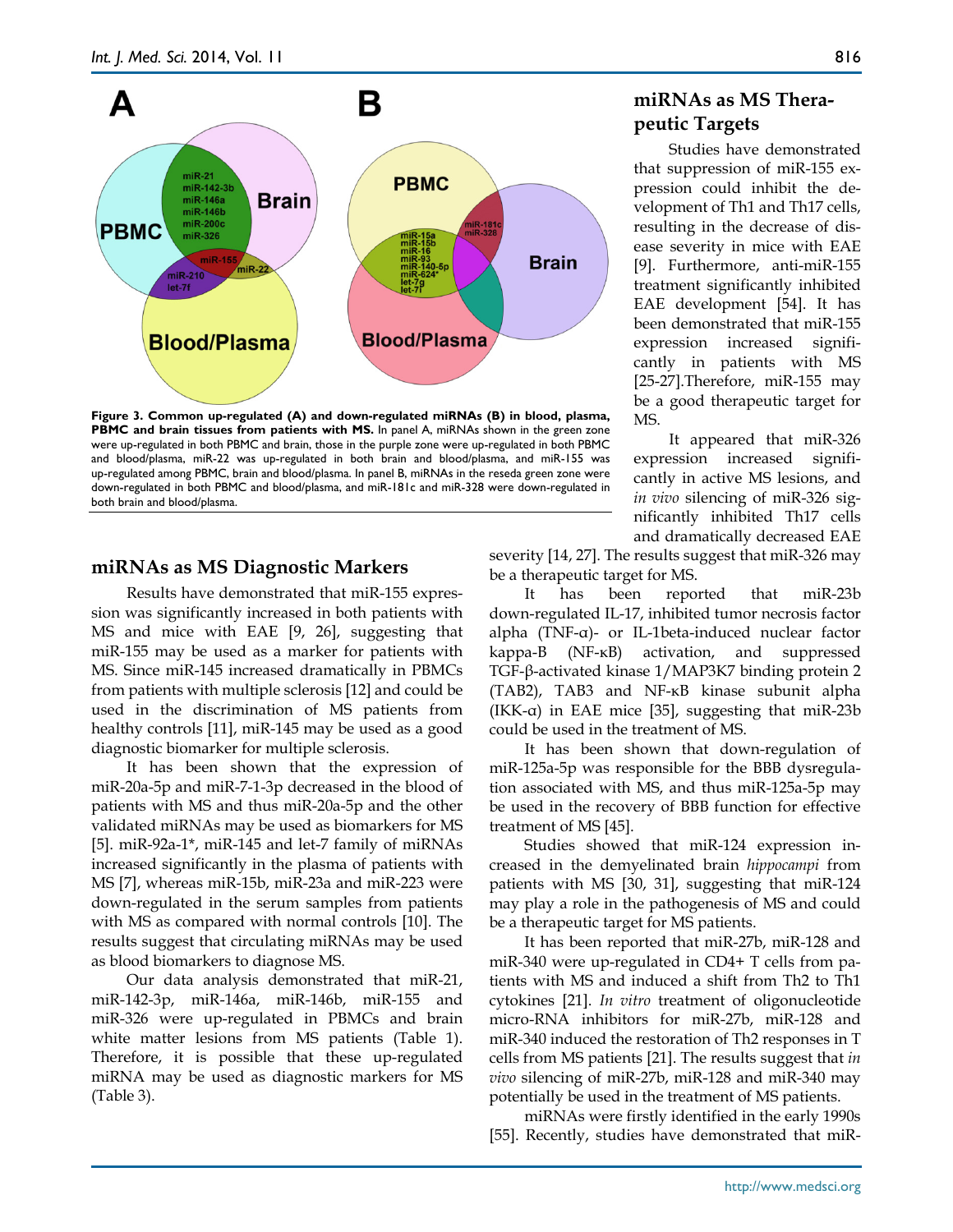**Figure 3. Common up-regulated (A) and down-regulated miRNAs (B) in blood, plasma, PBMC and brain tissues from patients with MS.** In panel A, miRNAs shown in the green zone were up-regulated in both PBMC and brain, those in the purple zone were up-regulated in both PBMC and blood/plasma, miR-22 was up-regulated in both brain and blood/plasma, and miR-155 was up-regulated among PBMC, brain and blood/plasma. In panel B, miRNAs in the reseda green zone were down-regulated in both PBMC and blood/plasma, and miR-181c and miR-328 were down-regulated in both brain and blood/plasma.

## miRNAs as MS Diagnostic Markers

Results have demonstrated that miR-155 expression was significantly increased in both patients with MS and mice with EAE [9, 26], suggesting that miR-155 may be used as a marker for patients with MS. Since miR-145 increased dramatically in PBMCs from patients with multiple sclerosis [12] and could be used in the discrimination of MS patients from healthy controls [11], miR-145 may be used as a good diagnostic biomarker for multiple sclerosis.

It has been shown that the expression of miR-20a-5p and miR-7-1-3p decreased in the blood of patients with MS and thus miR-20a-5p and the other validated miRNAs may be used as biomarkers for MS [5]. miR-92a-1*, miR-145 and let-7 family of miRNAs increased significantly in the plasma of patients with MS [7], whereas miR-15b, miR-23a and miR-223 were down-regulated in the serum samples from patients with MS as compared with normal controls [10]. The results suggest that circulating miRNAs may be used as blood biomarkers to diagnose MS.

Our data analysis demonstrated that miR-21, miR-142-3p, miR-146a, miR-146b, miR-155 and miR-326 were up-regulated in PBMCs and brain white matter lesions from MS patients (Table 1). Therefore, it is possible that these up-regulated miRNA may be used as diagnostic markers for MS (Table 3).

## miRNAs as MS Therapeutic Targets

Studies have demonstrated that suppression of miR-155 expression could inhibit the development of Th1 and Th17 cells, resulting in the decrease of disease severity in mice with EAE [9]. Furthermore, anti-miR-155 treatment significantly inhibited EAE development [54]. It has been demonstrated that miR-155 expression increased significantly in patients with MS [25-27].Therefore, miR-155 may be a good therapeutic target for MS.

It appeared that miR-326 expression increased significantly in active MS lesions, and *in vivo* silencing of miR-326 significantly inhibited Th17 cells and dramatically decreased EAE severity [14, 27]. The results suggest that miR-326 may be a therapeutic target for MS.

It has been reported that miR-23b down-regulated IL-17, inhibited tumor necrosis factor alpha (TNF-α)- or IL-1beta-induced nuclear factor kappa-B (NF-κB) activation, and suppressed TGF-β-activated kinase 1/MAP3K7 binding protein 2 (TAB2), TAB3 and NF-κB kinase subunit alpha (IKK-α) in EAE mice [35], suggesting that miR-23b could be used in the treatment of MS.

It has been shown that down-regulation of miR-125a-5p was responsible for the BBB dysregulation associated with MS, and thus miR-125a-5p may be used in the recovery of BBB function for effective treatment of MS [45].

Studies showed that miR-124 expression increased in the demyelinated brain *hippocampi* from patients with MS [30, 31], suggesting that miR-124 may play a role in the pathogenesis of MS and could be a therapeutic target for MS patients.

It has been reported that miR-27b, miR-128 and miR-340 were up-regulated in CD4+ T cells from patients with MS and induced a shift from Th2 to Th1 cytokines [21]. *In vitro* treatment of oligonucleotide micro-RNA inhibitors for miR-27b, miR-128 and miR-340 induced the restoration of Th2 responses in T cells from MS patients [21]. The results suggest that *in vivo* silencing of miR-27b, miR-128 and miR-340 may potentially be used in the treatment of MS patients.

miRNAs were firstly identified in the early 1990s [55]. Recently, studies have demonstrated that miR-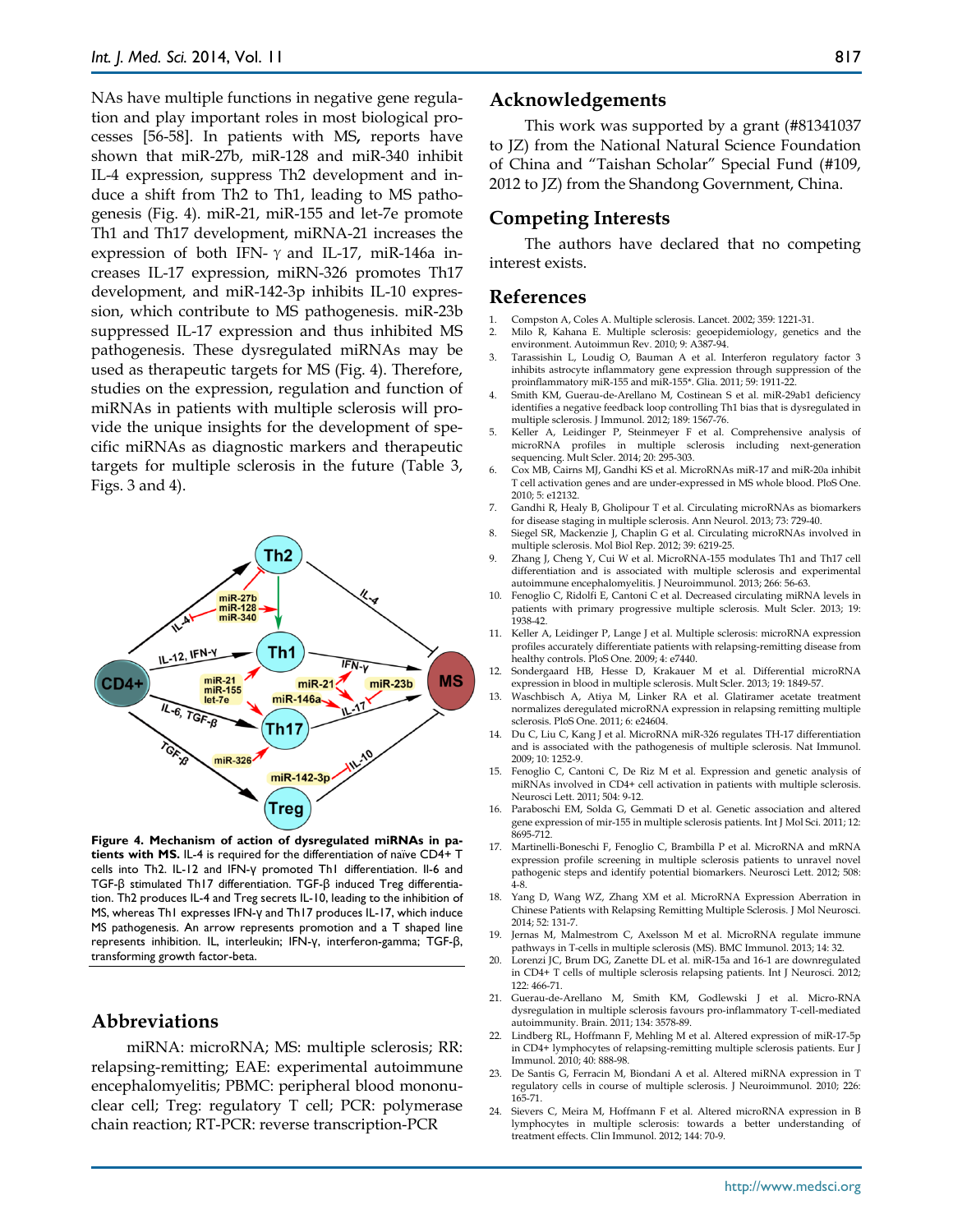NAs have multiple functions in negative gene regulation and play important roles in most biological processes [56-58]. In patients with MS**,** reports have shown that miR-27b, miR-128 and miR-340 inhibit IL-4 expression, suppress Th2 development and induce a shift from Th2 to Th1, leading to MS pathogenesis (Fig. 4). miR-21, miR-155 and let-7e promote Th1 and Th17 development, miRNA-21 increases the expression of both IFN-γ and IL-17, miR-146a increases IL-17 expression, miRN-326 promotes Th17 development, and miR-142-3p inhibits IL-10 expression, which contribute to MS pathogenesis. miR-23b suppressed IL-17 expression and thus inhibited MS pathogenesis. These dysregulated miRNAs may be used as therapeutic targets for MS (Fig. 4). Therefore, studies on the expression, regulation and function of miRNAs in patients with multiple sclerosis will provide the unique insights for the development of specific miRNAs as diagnostic markers and therapeutic targets for multiple sclerosis in the future (Table 3, Figs. 3 and 4).

**Figure 4. Mechanism of action of dysregulated miRNAs in patients with MS.** IL-4 is required for the differentiation of naïve CD4+ T cells into Th2. IL-12 and IFN-γ promoted Th1 differentiation. Il-6 and TGF-β stimulated Th17 differentiation. TGF-β induced Treg differentiation. Th2 produces IL-4 and Treg secrets IL-10, leading to the inhibition of MS, whereas Th1 expresses IFN-γ and Th17 produces IL-17, which induce MS pathogenesis. An arrow represents promotion and a T shaped line represents inhibition. IL, interleukin; IFN-γ, interferon-gamma; TGF-β, transforming growth factor-beta.

## Abbreviations

miRNA: microRNA; MS: multiple sclerosis; RR: relapsing-remitting; EAE: experimental autoimmune encephalomyelitis; PBMC: peripheral blood mononuclear cell; Treg: regulatory T cell; PCR: polymerase chain reaction; RT-PCR: reverse transcription-PCR

## Acknowledgements

This work was supported by a grant (#81341037 to JZ) from the National Natural Science Foundation of China and "Taishan Scholar" Special Fund (#109, 2012 to JZ) from the Shandong Government, China.

## Competing Interests

The authors have declared that no competing interest exists.

## References

1. Compston A, Coles A. Multiple sclerosis. Lancet. 2002; 359: 1221-31.
2. Milo R, Kahana E. Multiple sclerosis: geoepidemiology, genetics and the environment. Autoimmun Rev. 2010; 9: A387-94.
3. Tarassishin L, Loudig O, Bauman A et al. Interferon regulatory factor 3 inhibits astrocyte inflammatory gene expression through suppression of the proinflammatory miR-155 and miR-155*. Glia. 2011; 59: 1911-22.
4. Smith KM, Guerau-de-Arellano M, Costinean S et al. miR-29ab1 deficiency identifies a negative feedback loop controlling Th1 bias that is dysregulated in multiple sclerosis. J Immunol. 2012; 189: 1567-76.
5. Keller A, Leidinger P, Steinmeyer F et al. Comprehensive analysis of microRNA profiles in multiple sclerosis including next-generation sequencing. Mult Scler. 2014; 20: 295-303.
6. Cox MB, Cairns MJ, Gandhi KS et al. MicroRNAs miR-17 and miR-20a inhibit T cell activation genes and are under-expressed in MS whole blood. PloS One. 2010; 5: e12132.
7. Gandhi R, Healy B, Gholipour T et al. Circulating microRNAs as biomarkers for disease staging in multiple sclerosis. Ann Neurol. 2013; 73: 729-40.
8. Siegel SR, Mackenzie J, Chaplin G et al. Circulating microRNAs involved in multiple sclerosis. Mol Biol Rep. 2012; 39: 6219-25.
9. Zhang J, Cheng Y, Cui W et al. MicroRNA-155 modulates Th1 and Th17 cell differentiation and is associated with multiple sclerosis and experimental autoimmune encephalomyelitis. J Neuroimmunol. 2013; 266: 56-63.
10. Fenoglio C, Ridolfi E, Cantoni C et al. Decreased circulating miRNA levels in patients with primary progressive multiple sclerosis. Mult Scler. 2013; 19: 1938-42.
11. Keller A, Leidinger P, Lange J et al. Multiple sclerosis: microRNA expression profiles accurately differentiate patients with relapsing-remitting disease from healthy controls. PloS One. 2009; 4: e7440.
12. Sondergaard HB, Hesse D, Krakauer M et al. Differential microRNA expression in blood in multiple sclerosis. Mult Scler. 2013; 19: 1849-57.
13. Waschbisch A, Atiya M, Linker RA et al. Glatiramer acetate treatment normalizes deregulated microRNA expression in relapsing remitting multiple sclerosis. PloS One. 2011; 6: e24604.
14. Du C, Liu C, Kang J et al. MicroRNA miR-326 regulates TH-17 differentiation and is associated with the pathogenesis of multiple sclerosis. Nat Immunol. 2009; 10: 1252-9.
15. Fenoglio C, Cantoni C, De Riz M et al. Expression and genetic analysis of miRNAs involved in CD4+ cell activation in patients with multiple sclerosis. Neurosci Lett. 2011; 504: 9-12.
16. Paraboschi EM, Solda G, Gemmati D et al. Genetic association and altered gene expression of mir-155 in multiple sclerosis patients. Int J Mol Sci. 2011; 12: 8695-712.
17. Martinelli-Boneschi F, Fenoglio C, Brambilla P et al. MicroRNA and mRNA expression profile screening in multiple sclerosis patients to unravel novel pathogenic steps and identify potential biomarkers. Neurosci Lett. 2012; 508: 4-8.
18. Yang D, Wang WZ, Zhang XM et al. MicroRNA Expression Aberration in Chinese Patients with Relapsing Remitting Multiple Sclerosis. J Mol Neurosci. 2014; 52: 131-7.
19. Jernas M, Malmestrom C, Axelsson M et al. MicroRNA regulate immune pathways in T-cells in multiple sclerosis (MS). BMC Immunol. 2013; 14: 32.
20. Lorenzi JC, Brum DG, Zanette DL et al. miR-15a and 16-1 are downregulated in CD4+ T cells of multiple sclerosis relapsing patients. Int J Neurosci. 2012; 122: 466-71.
21. Guerau-de-Arellano M, Smith KM, Godlewski J et al. Micro-RNA dysregulation in multiple sclerosis favours pro-inflammatory T-cell-mediated autoimmunity. Brain. 2011; 134: 3578-89.
22. Lindberg RL, Hoffmann F, Mehling M et al. Altered expression of miR-17-5p in CD4+ lymphocytes of relapsing-remitting multiple sclerosis patients. Eur J Immunol. 2010; 40: 888-98.
23. De Santis G, Ferracin M, Biondani A et al. Altered miRNA expression in T regulatory cells in course of multiple sclerosis. J Neuroimmunol. 2010; 226: 165-71.
24. Sievers C, Meira M, Hoffmann F et al. Altered microRNA expression in B lymphocytes in multiple sclerosis: towards a better understanding of treatment effects. Clin Immunol. 2012; 144: 70-9.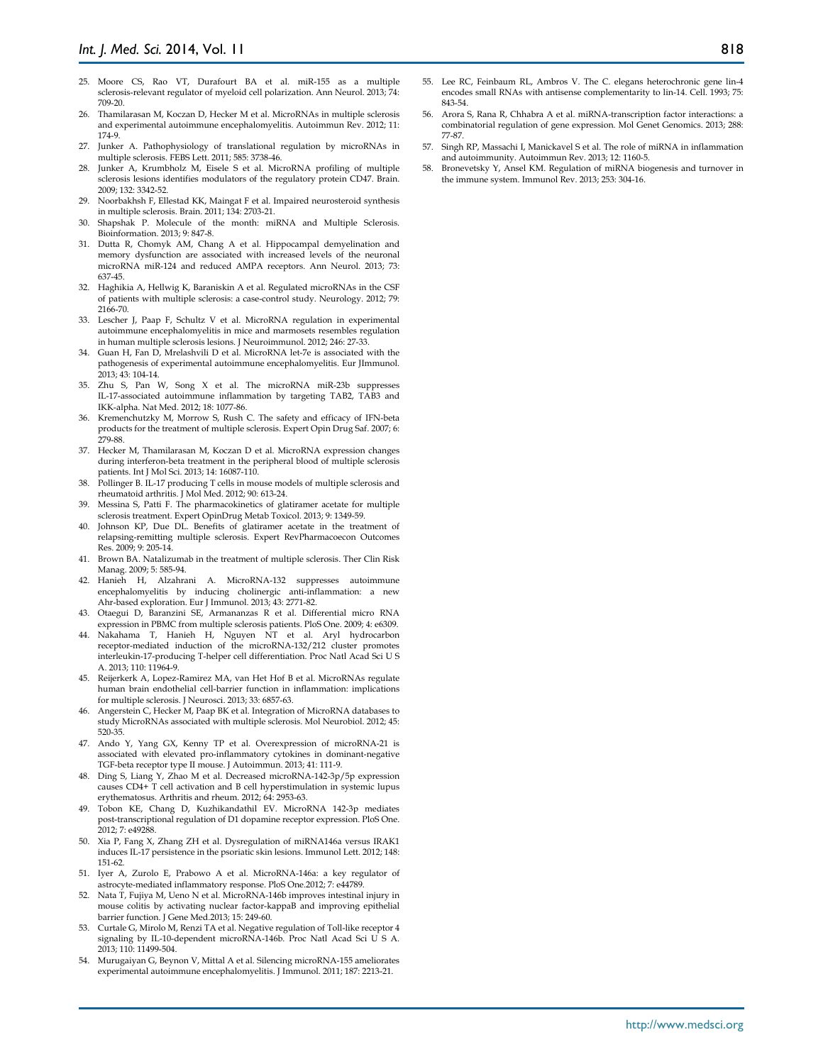25. Moore CS, Rao VT, Durafourt BA et al. miR-155 as a multiple sclerosis-relevant regulator of myeloid cell polarization. Ann Neurol. 2013; 74: 709-20.
26. Thamilarasan M, Koczan D, Hecker M et al. MicroRNAs in multiple sclerosis and experimental autoimmune encephalomyelitis. Autoimmun Rev. 2012; 11: 174-9.
27. Junker A. Pathophysiology of translational regulation by microRNAs in multiple sclerosis. FEBS Lett. 2011; 585: 3738-46.
28. Junker A, Krumbholz M, Eisele S et al. MicroRNA profiling of multiple sclerosis lesions identifies modulators of the regulatory protein CD47. Brain. 2009; 132: 3342-52.
29. Noorbakhsh F, Ellestad KK, Maingat F et al. Impaired neurosteroid synthesis in multiple sclerosis. Brain. 2011; 134: 2703-21.
30. Shapshak P. Molecule of the month: miRNA and Multiple Sclerosis. Bioinformation. 2013; 9: 847-8.
31. Dutta R, Chomyk AM, Chang A et al. Hippocampal demyelination and memory dysfunction are associated with increased levels of the neuronal microRNA miR-124 and reduced AMPA receptors. Ann Neurol. 2013; 73: 637-45.
32. Haghikia A, Hellwig K, Baraniskin A et al. Regulated microRNAs in the CSF of patients with multiple sclerosis: a case-control study. Neurology. 2012; 79: 2166-70.
33. Lescher J, Paap F, Schultz V et al. MicroRNA regulation in experimental autoimmune encephalomyelitis in mice and marmosets resembles regulation in human multiple sclerosis lesions. J Neuroimmunol. 2012; 246: 27-33.
34. Guan H, Fan D, Mrelashvili D et al. MicroRNA let-7e is associated with the pathogenesis of experimental autoimmune encephalomyelitis. Eur JImmunol. 2013; 43: 104-14.
35. Zhu S, Pan W, Song X et al. The microRNA miR-23b suppresses IL-17-associated autoimmune inflammation by targeting TAB2, TAB3 and IKK-alpha. Nat Med. 2012; 18: 1077-86.
36. Kremenchutzky M, Morrow S, Rush C. The safety and efficacy of IFN-beta products for the treatment of multiple sclerosis. Expert Opin Drug Saf. 2007; 6: 279-88.
37. Hecker M, Thamilarasan M, Koczan D et al. MicroRNA expression changes during interferon-beta treatment in the peripheral blood of multiple sclerosis patients. Int J Mol Sci. 2013; 14: 16087-110.
38. Pollinger B. IL-17 producing T cells in mouse models of multiple sclerosis and rheumatoid arthritis. J Mol Med. 2012; 90: 613-24.
39. Messina S, Patti F. The pharmacokinetics of glatiramer acetate for multiple sclerosis treatment. Expert OpinDrug Metab Toxicol. 2013; 9: 1349-59.
40. Johnson KP, Due DL. Benefits of glatiramer acetate in the treatment of relapsing-remitting multiple sclerosis. Expert RevPharmacoecon Outcomes Res. 2009; 9: 205-14.
41. Brown BA. Natalizumab in the treatment of multiple sclerosis. Ther Clin Risk Manag. 2009; 5: 585-94.
42. Hanieh H, Alzahrani A. MicroRNA-132 suppresses autoimmune encephalomyelitis by inducing cholinergic anti-inflammation: a new Ahr-based exploration. Eur J Immunol. 2013; 43: 2771-82.
43. Otaegui D, Baranzini SE, Armananzas R et al. Differential micro RNA expression in PBMC from multiple sclerosis patients. PloS One. 2009; 4: e6309.
44. Nakahama T, Hanieh H, Nguyen NT et al. Aryl hydrocarbon receptor-mediated induction of the microRNA-132/212 cluster promotes interleukin-17-producing T-helper cell differentiation. Proc Natl Acad Sci U S A. 2013; 110: 11964-9.
45. Reijerkerk A, Lopez-Ramirez MA, van Het Hof B et al. MicroRNAs regulate human brain endothelial cell-barrier function in inflammation: implications for multiple sclerosis. J Neurosci. 2013; 33: 6857-63.
46. Angerstein C, Hecker M, Paap BK et al. Integration of MicroRNA databases to study MicroRNAs associated with multiple sclerosis. Mol Neurobiol. 2012; 45: 520-35.
47. Ando Y, Yang GX, Kenny TP et al. Overexpression of microRNA-21 is associated with elevated pro-inflammatory cytokines in dominant-negative TGF-beta receptor type II mouse. J Autoimmun. 2013; 41: 111-9.
48. Ding S, Liang Y, Zhao M et al. Decreased microRNA-142-3p/5p expression causes CD4+ T cell activation and B cell hyperstimulation in systemic lupus erythematosus. Arthritis and rheum. 2012; 64: 2953-63.
49. Tobon KE, Chang D, Kuzhikandathil EV. MicroRNA 142-3p mediates post-transcriptional regulation of D1 dopamine receptor expression. PloS One. 2012; 7: e49288.
50. Xia P, Fang X, Zhang ZH et al. Dysregulation of miRNA146a versus IRAK1 induces IL-17 persistence in the psoriatic skin lesions. Immunol Lett. 2012; 148: 151-62.
51. Iyer A, Zurolo E, Prabowo A et al. MicroRNA-146a: a key regulator of astrocyte-mediated inflammatory response. PloS One.2012; 7: e44789.
52. Nata T, Fujiya M, Ueno N et al. MicroRNA-146b improves intestinal injury in mouse colitis by activating nuclear factor-kappaB and improving epithelial barrier function. J Gene Med.2013; 15: 249-60.
53. Curtale G, Mirolo M, Renzi TA et al. Negative regulation of Toll-like receptor 4 signaling by IL-10-dependent microRNA-146b. Proc Natl Acad Sci U S A. 2013; 110: 11499-504.
54. Murugaiyan G, Beynon V, Mittal A et al. Silencing microRNA-155 ameliorates experimental autoimmune encephalomyelitis. J Immunol. 2011; 187: 2213-21.
55. Lee RC, Feinbaum RL, Ambros V. The C. elegans heterochronic gene lin-4 encodes small RNAs with antisense complementarity to lin-14. Cell. 1993; 75: 843-54.
56. Arora S, Rana R, Chhabra A et al. miRNA-transcription factor interactions: a combinatorial regulation of gene expression. Mol Genet Genomics. 2013; 288: 77-87.
57. Singh RP, Massachi I, Manickavel S et al. The role of miRNA in inflammation and autoimmunity. Autoimmun Rev. 2013; 12: 1160-5.
58. Bronevetsky Y, Ansel KM. Regulation of miRNA biogenesis and turnover in the immune system. Immunol Rev. 2013; 253: 304-16.